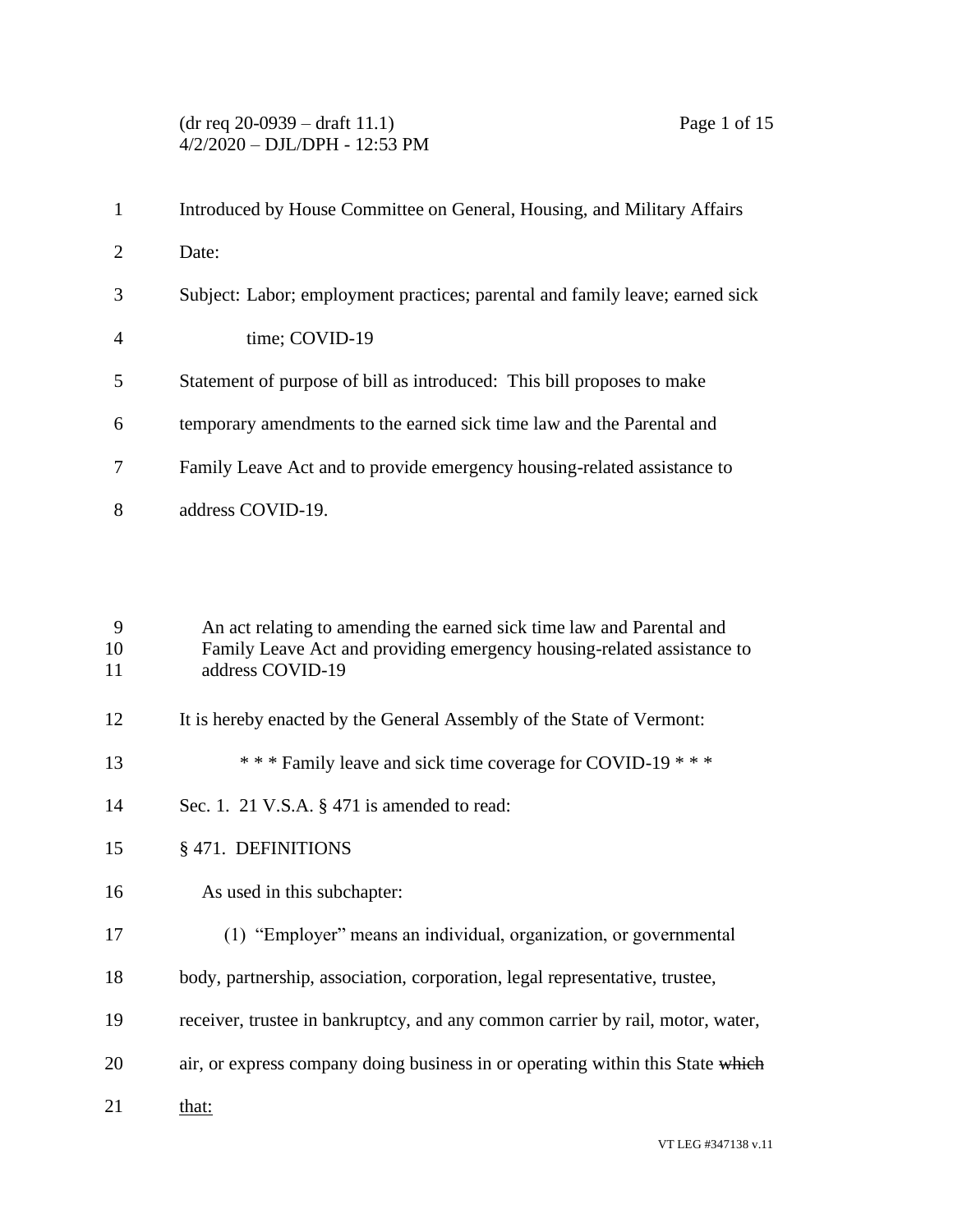(dr req 20-0939 – draft 11.1)
4/2/2020 – DJL/DPH - 12:53 PM

Introduced by House Committee on General, Housing, and Military Affairs

Date:

Subject: Labor; employment practices; parental and family leave; earned sick time; COVID-19

Statement of purpose of bill as introduced: This bill proposes to make temporary amendments to the earned sick time law and the Parental and Family Leave Act and to provide emergency housing-related assistance to address COVID-19.

An act relating to amending the earned sick time law and Parental and Family Leave Act and providing emergency housing-related assistance to address COVID-19

It is hereby enacted by the General Assembly of the State of Vermont:

\* \* \* Family leave and sick time coverage for COVID-19 \* \* \*

Sec. 1. 21 V.S.A. § 471 is amended to read:

§ 471. DEFINITIONS

As used in this subchapter:

(1) "Employer" means an individual, organization, or governmental body, partnership, association, corporation, legal representative, trustee, receiver, trustee in bankruptcy, and any common carrier by rail, motor, water, air, or express company doing business in or operating within this State ~~which~~ <u>that:</u>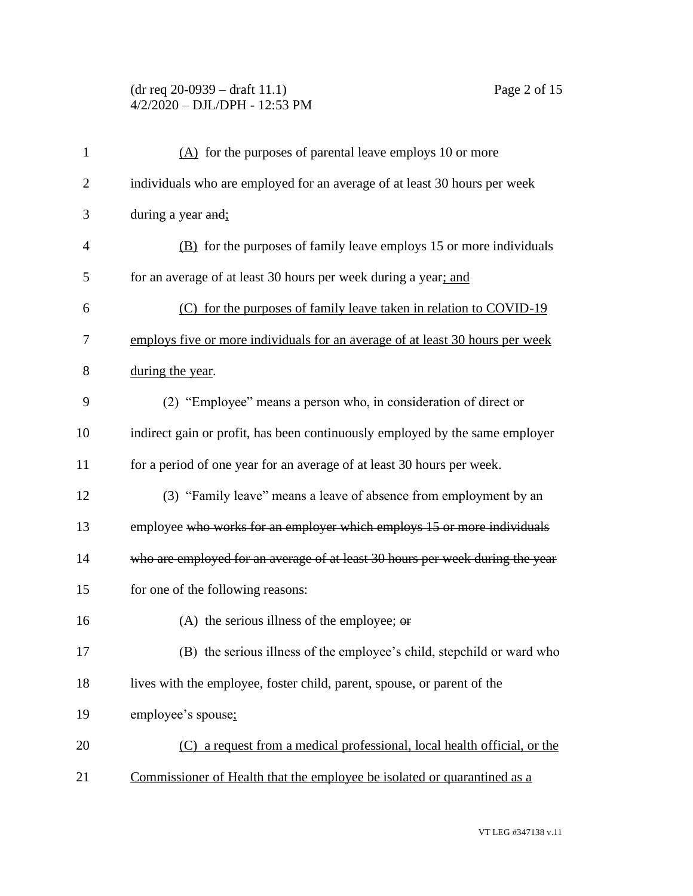(A) for the purposes of parental leave employs 10 or more individuals who are employed for an average of at least 30 hours per week during a year ~~and~~;

(B) for the purposes of family leave employs 15 or more individuals for an average of at least 30 hours per week during a year; and

(C) for the purposes of family leave taken in relation to COVID-19 employs five or more individuals for an average of at least 30 hours per week during the year.

(2) "Employee" means a person who, in consideration of direct or indirect gain or profit, has been continuously employed by the same employer for a period of one year for an average of at least 30 hours per week.

(3) "Family leave" means a leave of absence from employment by an employee ~~who works for an employer which employs 15 or more individuals who are employed for an average of at least 30 hours per week during the year~~ for one of the following reasons:

(A) the serious illness of the employee; ~~or~~

(B) the serious illness of the employee's child, stepchild or ward who lives with the employee, foster child, parent, spouse, or parent of the employee's spouse;

(C) a request from a medical professional, local health official, or the Commissioner of Health that the employee be isolated or quarantined as a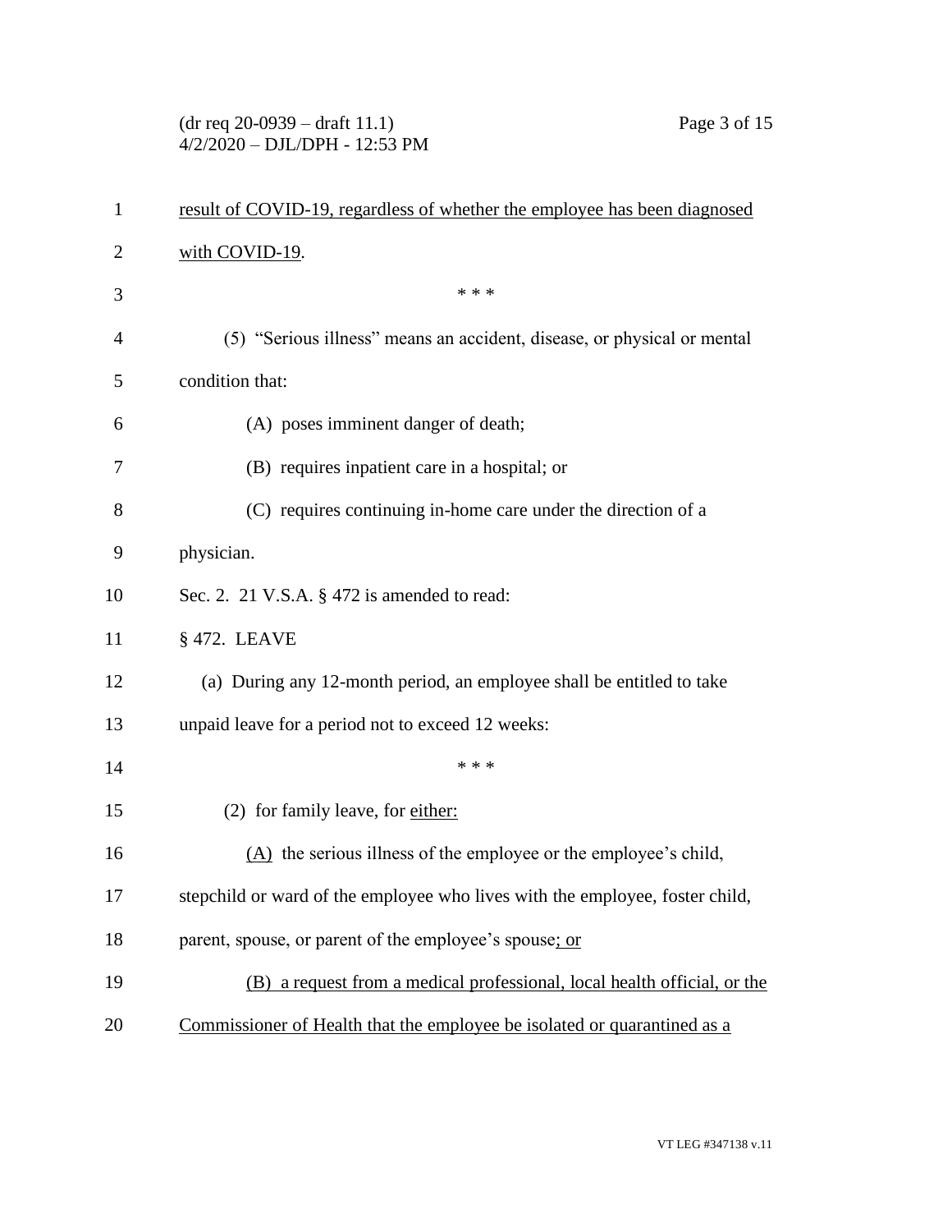result of COVID-19, regardless of whether the employee has been diagnosed with COVID-19.

\* \* \*

(5) "Serious illness" means an accident, disease, or physical or mental condition that:

(A) poses imminent danger of death;

(B) requires inpatient care in a hospital; or

(C) requires continuing in-home care under the direction of a physician.

Sec. 2. 21 V.S.A. § 472 is amended to read:

§ 472. LEAVE

(a) During any 12-month period, an employee shall be entitled to take unpaid leave for a period not to exceed 12 weeks:

\* \* \*

(2) for family leave, for either:

(A) the serious illness of the employee or the employee's child, stepchild or ward of the employee who lives with the employee, foster child, parent, spouse, or parent of the employee's spouse; or

(B) a request from a medical professional, local health official, or the Commissioner of Health that the employee be isolated or quarantined as a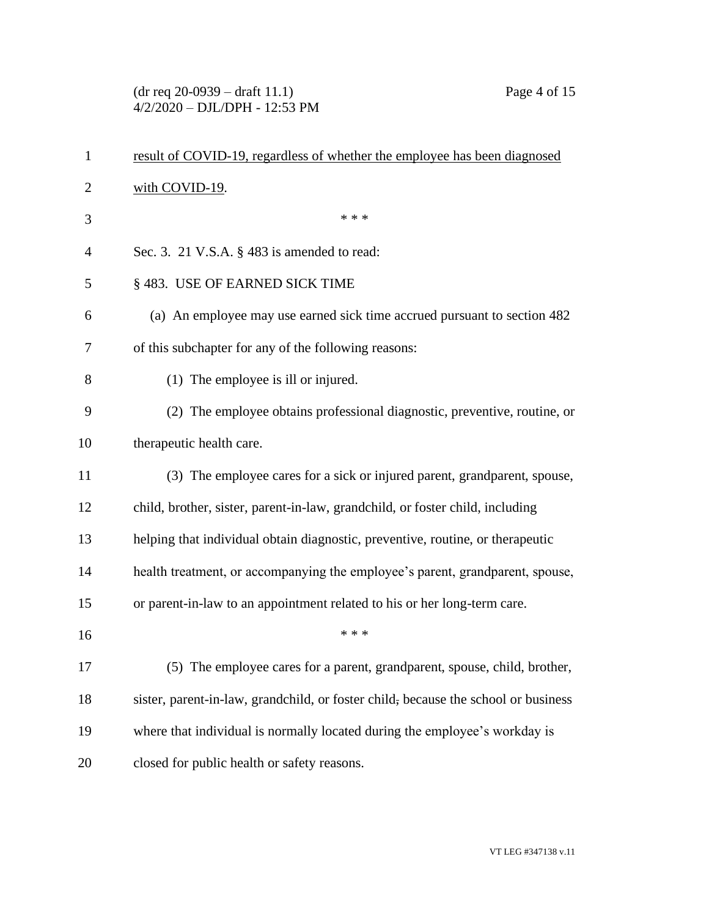result of COVID-19, regardless of whether the employee has been diagnosed with COVID-19.

\* \* \*

Sec. 3. 21 V.S.A. § 483 is amended to read:

§ 483. USE OF EARNED SICK TIME

(a) An employee may use earned sick time accrued pursuant to section 482 of this subchapter for any of the following reasons:

(1) The employee is ill or injured.

(2) The employee obtains professional diagnostic, preventive, routine, or therapeutic health care.

(3) The employee cares for a sick or injured parent, grandparent, spouse, child, brother, sister, parent-in-law, grandchild, or foster child, including helping that individual obtain diagnostic, preventive, routine, or therapeutic health treatment, or accompanying the employee's parent, grandparent, spouse, or parent-in-law to an appointment related to his or her long-term care.

\* \* \*

(5) The employee cares for a parent, grandparent, spouse, child, brother, sister, parent-in-law, grandchild, or foster child, because the school or business where that individual is normally located during the employee's workday is closed for public health or safety reasons.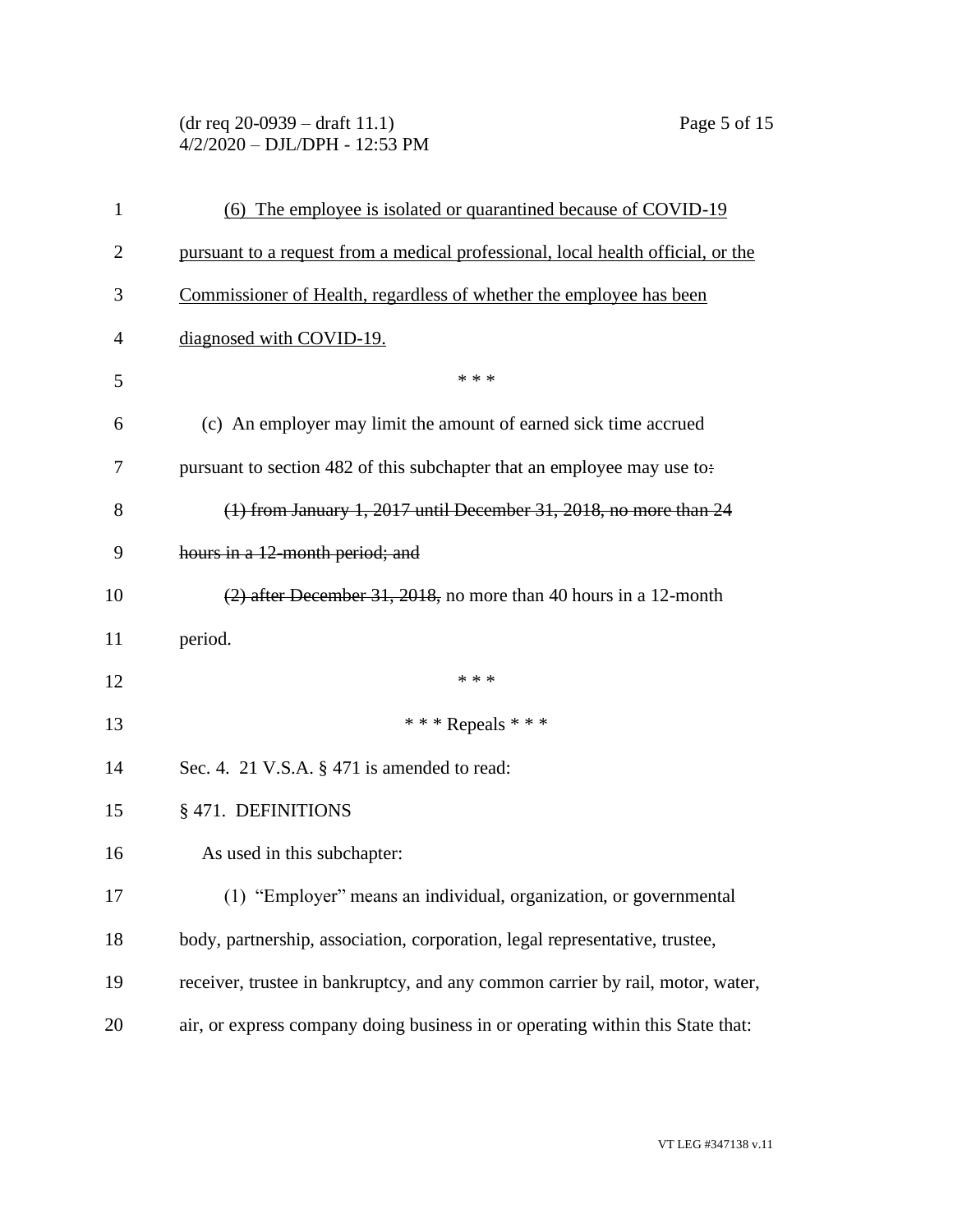(6) The employee is isolated or quarantined because of COVID-19 pursuant to a request from a medical professional, local health official, or the Commissioner of Health, regardless of whether the employee has been diagnosed with COVID-19.

\* \* \*

(c) An employer may limit the amount of earned sick time accrued pursuant to section 482 of this subchapter that an employee may use to:

~~(1) from January 1, 2017 until December 31, 2018, no more than 24 hours in a 12-month period; and~~

~~(2) after December 31, 2018,~~ no more than 40 hours in a 12-month period.

\* \* \*

\* \* \* Repeals \* \* \*

Sec. 4. 21 V.S.A. § 471 is amended to read:

§ 471. DEFINITIONS

As used in this subchapter:

(1) "Employer" means an individual, organization, or governmental body, partnership, association, corporation, legal representative, trustee, receiver, trustee in bankruptcy, and any common carrier by rail, motor, water, air, or express company doing business in or operating within this State that: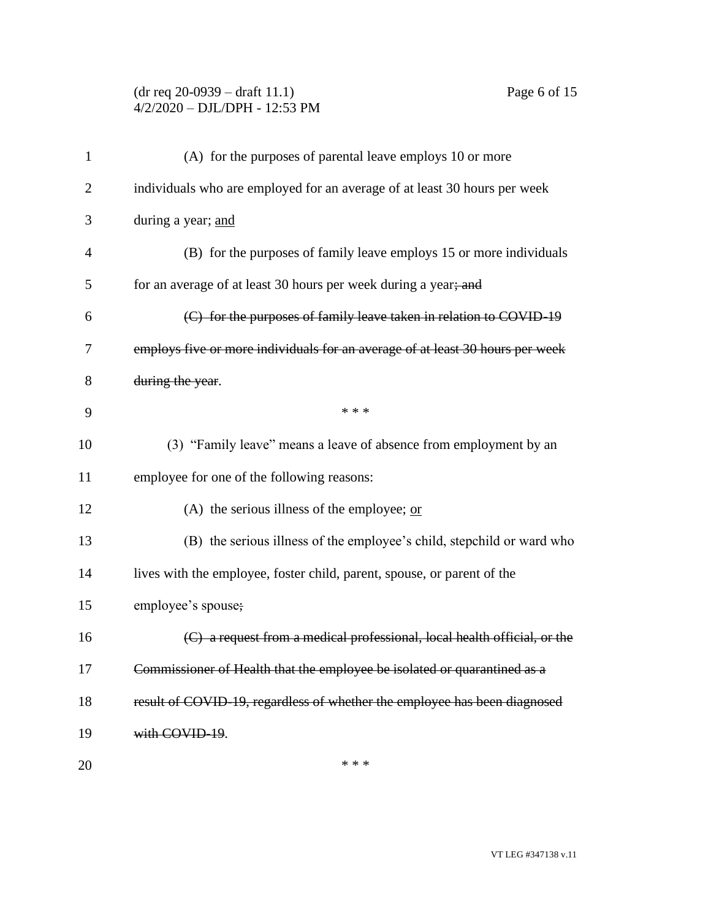(A) for the purposes of parental leave employs 10 or more individuals who are employed for an average of at least 30 hours per week during a year; <u>and</u>

(B) for the purposes of family leave employs 15 or more individuals for an average of at least 30 hours per week during a year~~; and~~

~~(C) for the purposes of family leave taken in relation to COVID-19 employs five or more individuals for an average of at least 30 hours per week during the year~~.

\* \* \*

(3) "Family leave" means a leave of absence from employment by an employee for one of the following reasons:

(A) the serious illness of the employee; <u>or</u>

(B) the serious illness of the employee's child, stepchild or ward who lives with the employee, foster child, parent, spouse, or parent of the employee's spouse~~;~~

~~(C) a request from a medical professional, local health official, or the Commissioner of Health that the employee be isolated or quarantined as a result of COVID-19, regardless of whether the employee has been diagnosed with COVID-19~~.

\* \* \*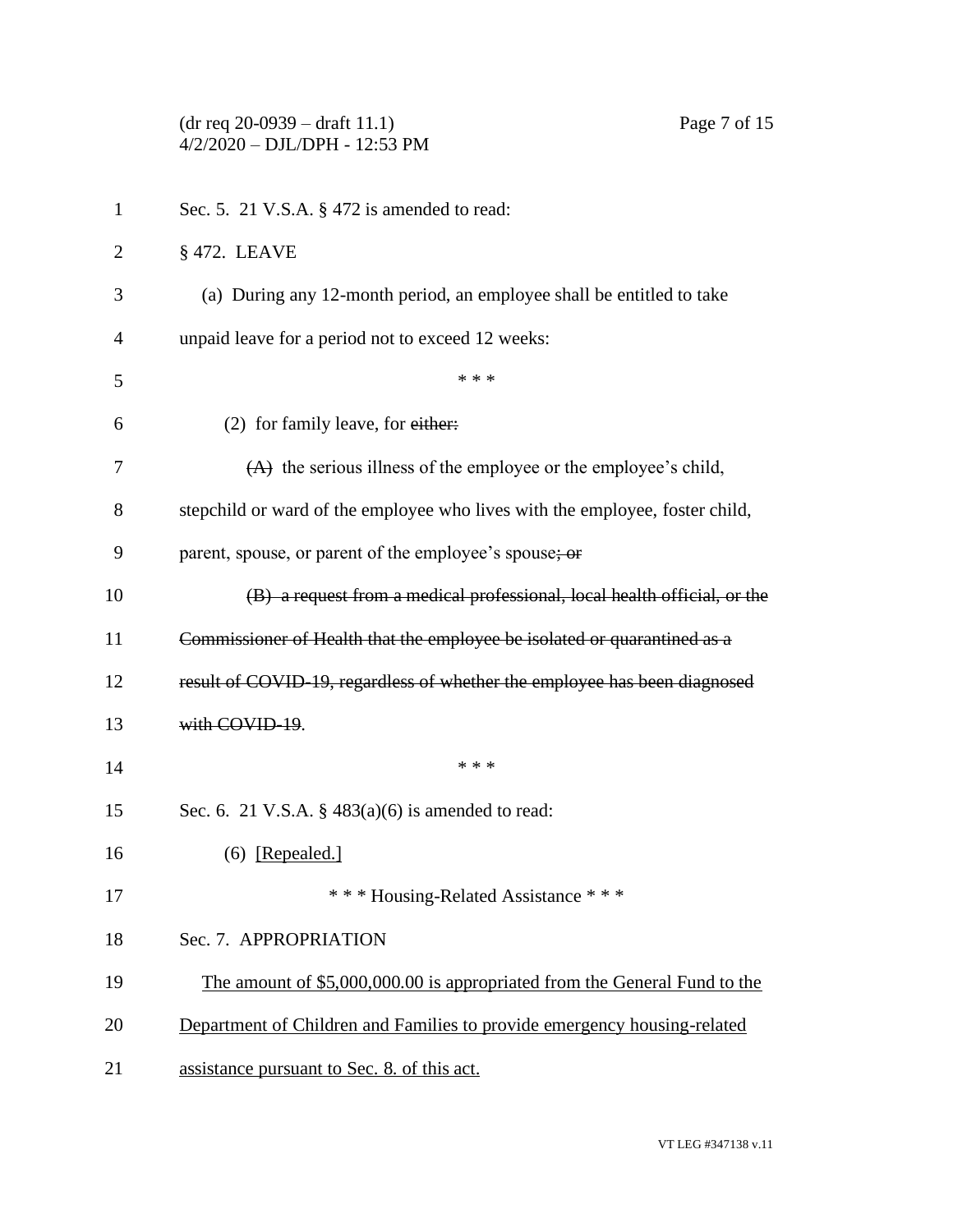Sec. 5. 21 V.S.A. § 472 is amended to read:

§ 472. LEAVE

(a) During any 12-month period, an employee shall be entitled to take unpaid leave for a period not to exceed 12 weeks:

\* \* \*

(2) for family leave, for ~~either:~~

~~(A)~~ the serious illness of the employee or the employee's child, stepchild or ward of the employee who lives with the employee, foster child, parent, spouse, or parent of the employee's spouse~~; or~~

~~(B) a request from a medical professional, local health official, or the Commissioner of Health that the employee be isolated or quarantined as a result of COVID-19, regardless of whether the employee has been diagnosed with COVID-19~~.

\* \* \*

Sec. 6. 21 V.S.A. § 483(a)(6) is amended to read:

(6) <u>[Repealed.]</u>

\* \* \* Housing-Related Assistance \* \* \*

Sec. 7. APPROPRIATION

<u>The amount of $5,000,000.00 is appropriated from the General Fund to the Department of Children and Families to provide emergency housing-related assistance pursuant to Sec. 8. of this act.</u>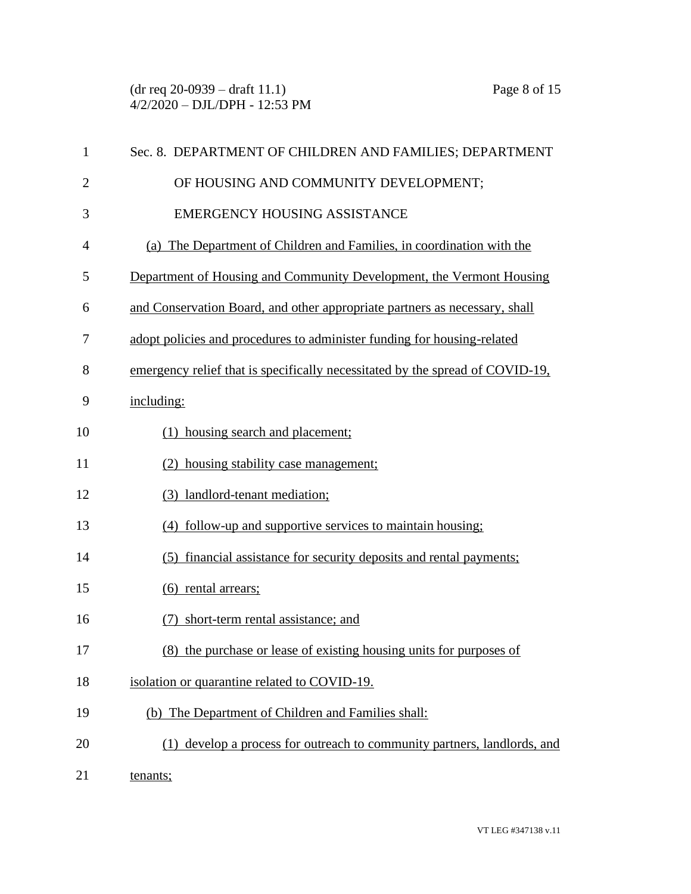Sec. 8. DEPARTMENT OF CHILDREN AND FAMILIES; DEPARTMENT OF HOUSING AND COMMUNITY DEVELOPMENT; EMERGENCY HOUSING ASSISTANCE

(a) The Department of Children and Families, in coordination with the Department of Housing and Community Development, the Vermont Housing and Conservation Board, and other appropriate partners as necessary, shall adopt policies and procedures to administer funding for housing-related emergency relief that is specifically necessitated by the spread of COVID-19, including:

(1) housing search and placement;

(2) housing stability case management;

(3) landlord-tenant mediation;

(4) follow-up and supportive services to maintain housing;

(5) financial assistance for security deposits and rental payments;

(6) rental arrears;

(7) short-term rental assistance; and

(8) the purchase or lease of existing housing units for purposes of isolation or quarantine related to COVID-19.

(b) The Department of Children and Families shall:

(1) develop a process for outreach to community partners, landlords, and tenants;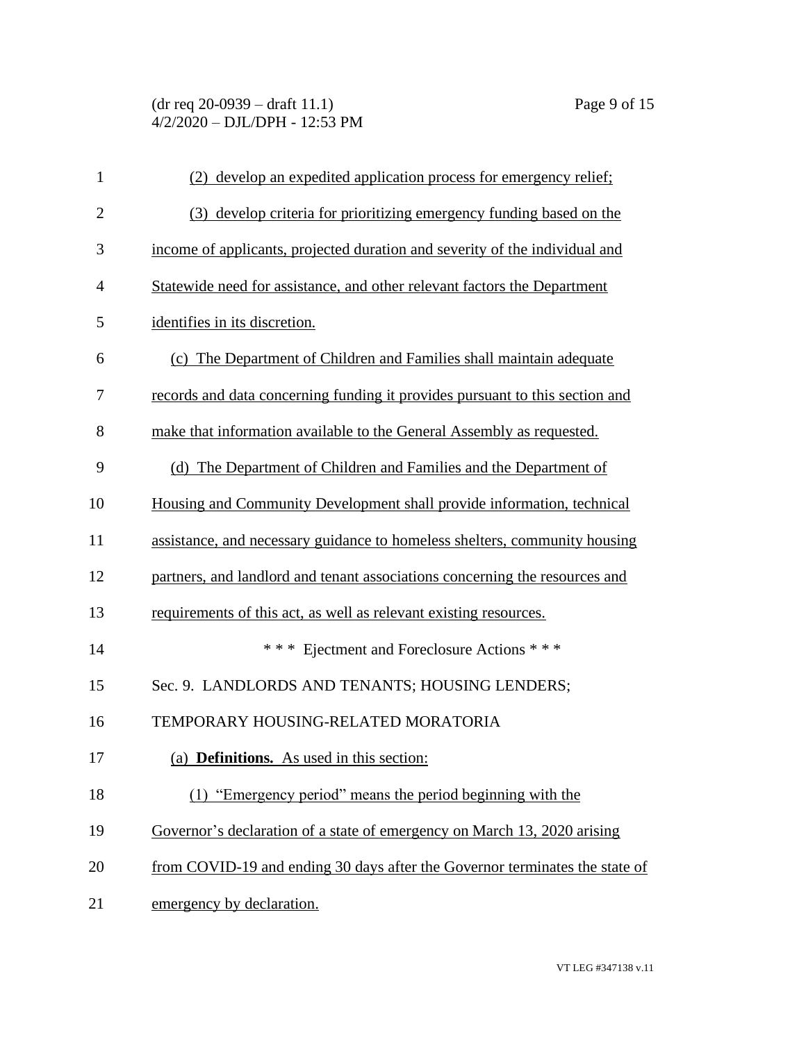(2) develop an expedited application process for emergency relief;

(3) develop criteria for prioritizing emergency funding based on the income of applicants, projected duration and severity of the individual and Statewide need for assistance, and other relevant factors the Department identifies in its discretion.

(c) The Department of Children and Families shall maintain adequate records and data concerning funding it provides pursuant to this section and make that information available to the General Assembly as requested.

(d) The Department of Children and Families and the Department of Housing and Community Development shall provide information, technical assistance, and necessary guidance to homeless shelters, community housing partners, and landlord and tenant associations concerning the resources and requirements of this act, as well as relevant existing resources.

\* \* \* Ejectment and Foreclosure Actions \* \* \*

Sec. 9. LANDLORDS AND TENANTS; HOUSING LENDERS; TEMPORARY HOUSING-RELATED MORATORIA

(a) **Definitions.** As used in this section:

(1) "Emergency period" means the period beginning with the Governor's declaration of a state of emergency on March 13, 2020 arising from COVID-19 and ending 30 days after the Governor terminates the state of emergency by declaration.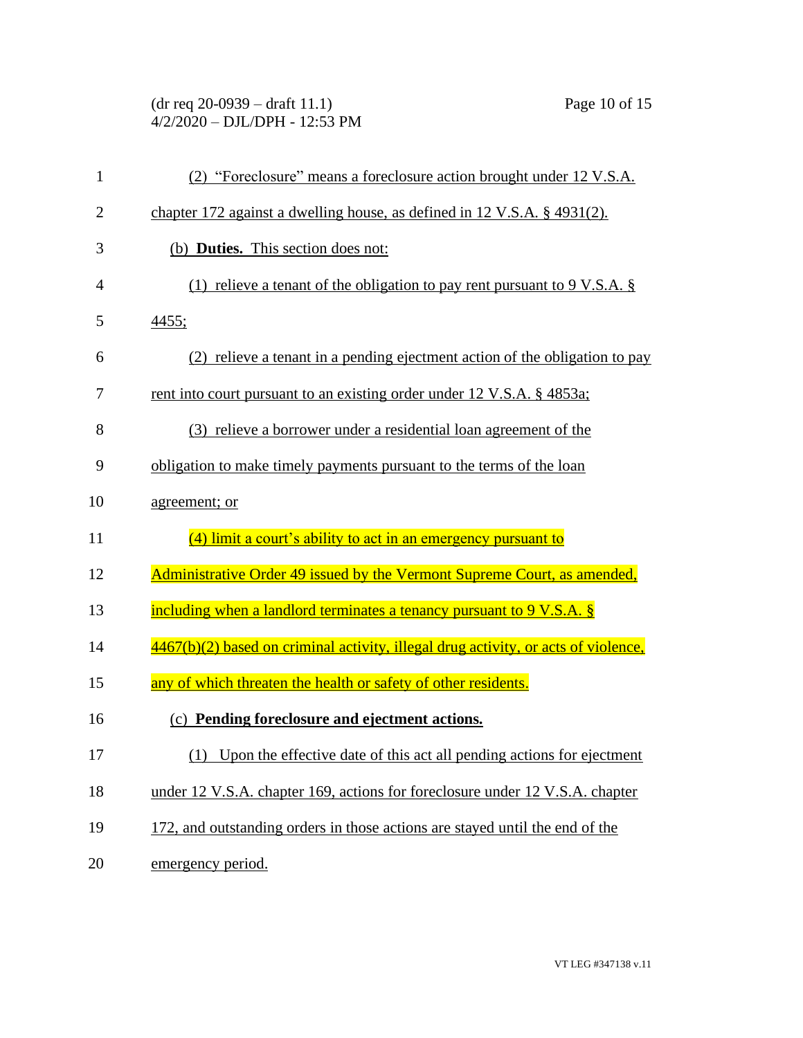(2) "Foreclosure" means a foreclosure action brought under 12 V.S.A. chapter 172 against a dwelling house, as defined in 12 V.S.A. § 4931(2).

(b) **Duties.** This section does not:

(1) relieve a tenant of the obligation to pay rent pursuant to 9 V.S.A. § 4455;

(2) relieve a tenant in a pending ejectment action of the obligation to pay rent into court pursuant to an existing order under 12 V.S.A. § 4853a;

(3) relieve a borrower under a residential loan agreement of the obligation to make timely payments pursuant to the terms of the loan agreement; or

(4) limit a court's ability to act in an emergency pursuant to Administrative Order 49 issued by the Vermont Supreme Court, as amended, including when a landlord terminates a tenancy pursuant to 9 V.S.A. § 4467(b)(2) based on criminal activity, illegal drug activity, or acts of violence, any of which threaten the health or safety of other residents.

(c) **Pending foreclosure and ejectment actions.**

(1) Upon the effective date of this act all pending actions for ejectment under 12 V.S.A. chapter 169, actions for foreclosure under 12 V.S.A. chapter 172, and outstanding orders in those actions are stayed until the end of the emergency period.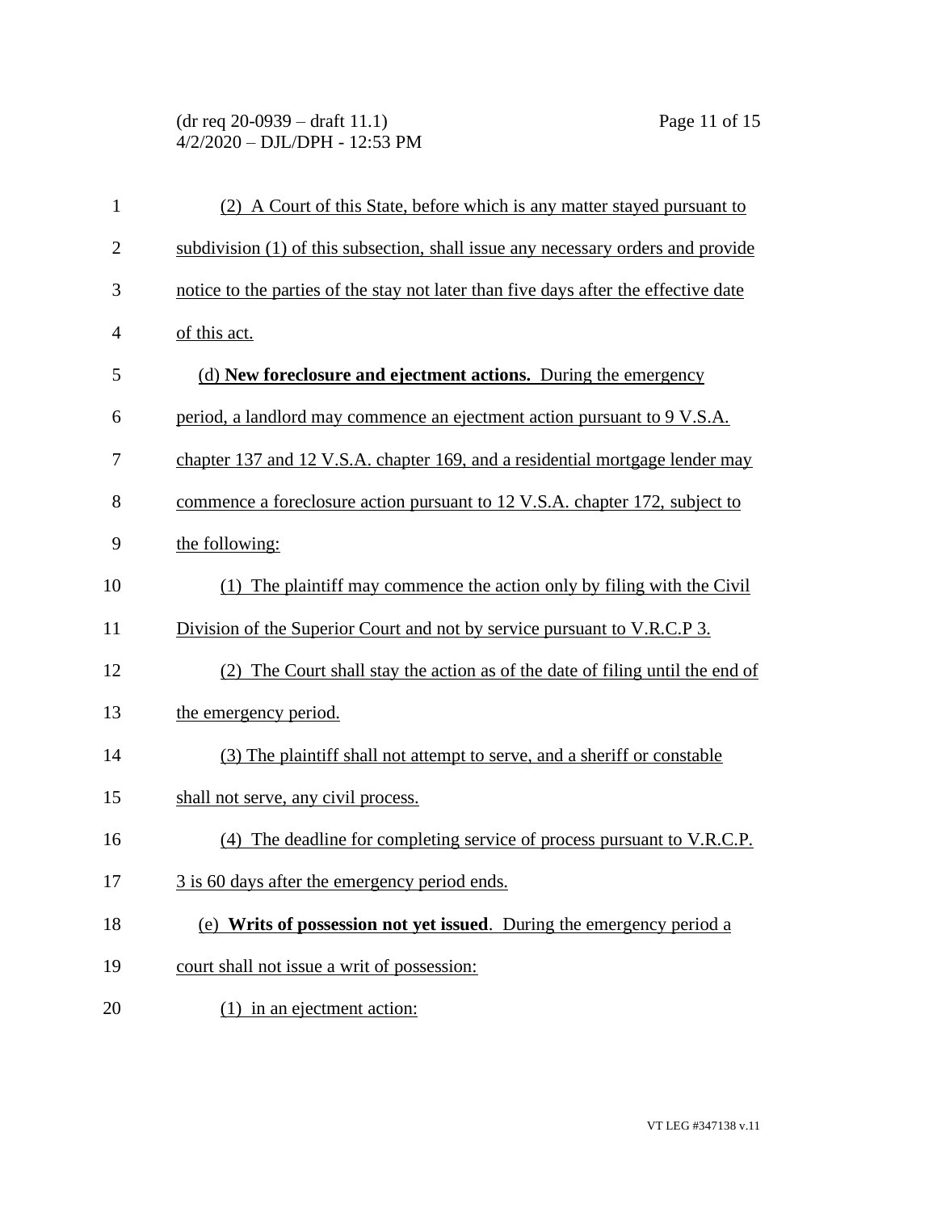(2) A Court of this State, before which is any matter stayed pursuant to subdivision (1) of this subsection, shall issue any necessary orders and provide notice to the parties of the stay not later than five days after the effective date of this act.

(d) **New foreclosure and ejectment actions.** During the emergency period, a landlord may commence an ejectment action pursuant to 9 V.S.A. chapter 137 and 12 V.S.A. chapter 169, and a residential mortgage lender may commence a foreclosure action pursuant to 12 V.S.A. chapter 172, subject to the following:

(1) The plaintiff may commence the action only by filing with the Civil Division of the Superior Court and not by service pursuant to V.R.C.P 3.

(2) The Court shall stay the action as of the date of filing until the end of the emergency period.

(3) The plaintiff shall not attempt to serve, and a sheriff or constable shall not serve, any civil process.

(4) The deadline for completing service of process pursuant to V.R.C.P. 3 is 60 days after the emergency period ends.

(e) **Writs of possession not yet issued**. During the emergency period a court shall not issue a writ of possession:

(1) in an ejectment action: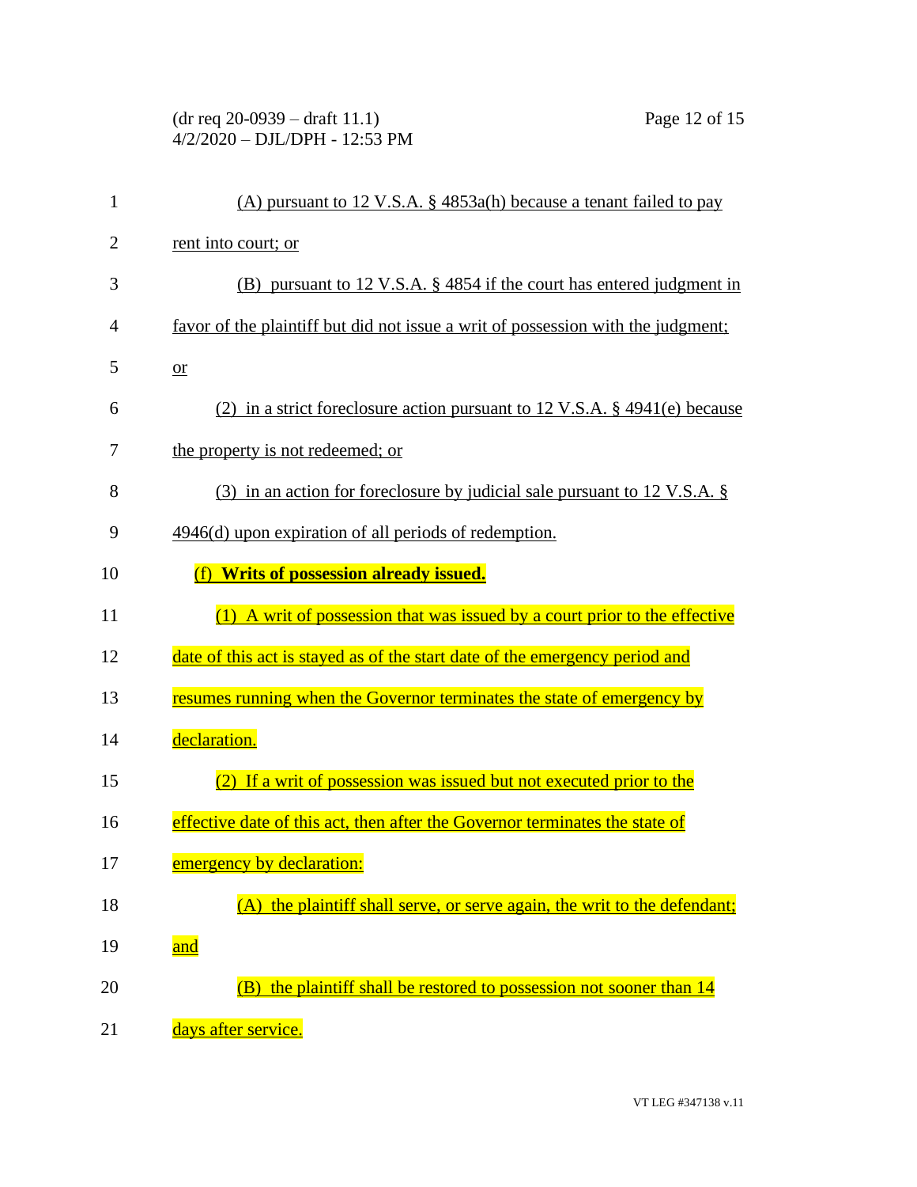(A) pursuant to 12 V.S.A. § 4853a(h) because a tenant failed to pay rent into court; or

(B) pursuant to 12 V.S.A. § 4854 if the court has entered judgment in favor of the plaintiff but did not issue a writ of possession with the judgment; or

(2) in a strict foreclosure action pursuant to 12 V.S.A. § 4941(e) because the property is not redeemed; or

(3) in an action for foreclosure by judicial sale pursuant to 12 V.S.A. § 4946(d) upon expiration of all periods of redemption.

(f) **Writs of possession already issued.**

(1) A writ of possession that was issued by a court prior to the effective date of this act is stayed as of the start date of the emergency period and resumes running when the Governor terminates the state of emergency by declaration.

(2) If a writ of possession was issued but not executed prior to the effective date of this act, then after the Governor terminates the state of emergency by declaration:

(A) the plaintiff shall serve, or serve again, the writ to the defendant; and

(B) the plaintiff shall be restored to possession not sooner than 14 days after service.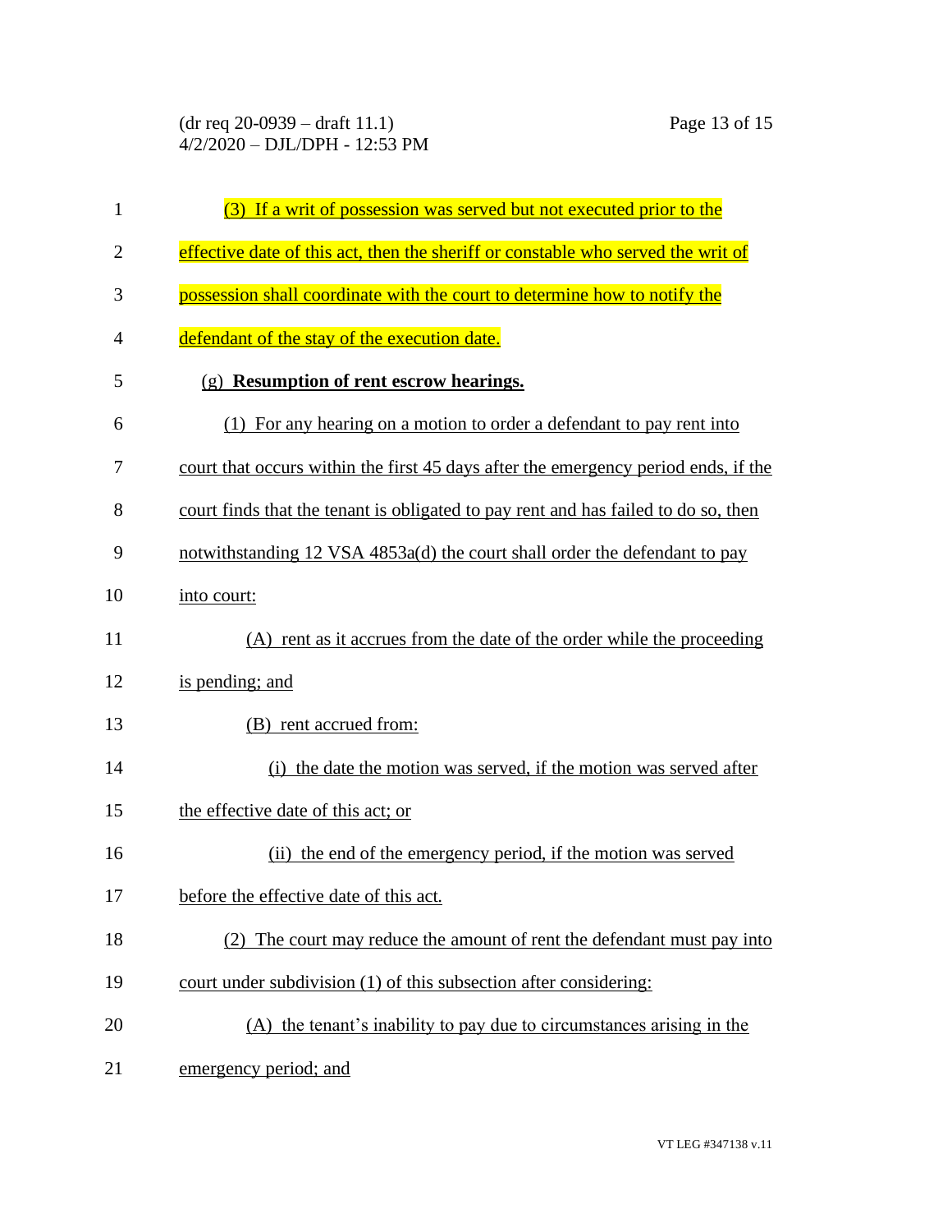(3) If a writ of possession was served but not executed prior to the effective date of this act, then the sheriff or constable who served the writ of possession shall coordinate with the court to determine how to notify the defendant of the stay of the execution date.

(g) **Resumption of rent escrow hearings.**

(1) For any hearing on a motion to order a defendant to pay rent into court that occurs within the first 45 days after the emergency period ends, if the court finds that the tenant is obligated to pay rent and has failed to do so, then notwithstanding 12 VSA 4853a(d) the court shall order the defendant to pay into court:

(A) rent as it accrues from the date of the order while the proceeding is pending; and

(B) rent accrued from:

(i) the date the motion was served, if the motion was served after the effective date of this act; or

(ii) the end of the emergency period, if the motion was served before the effective date of this act.

(2) The court may reduce the amount of rent the defendant must pay into court under subdivision (1) of this subsection after considering:

(A) the tenant's inability to pay due to circumstances arising in the emergency period; and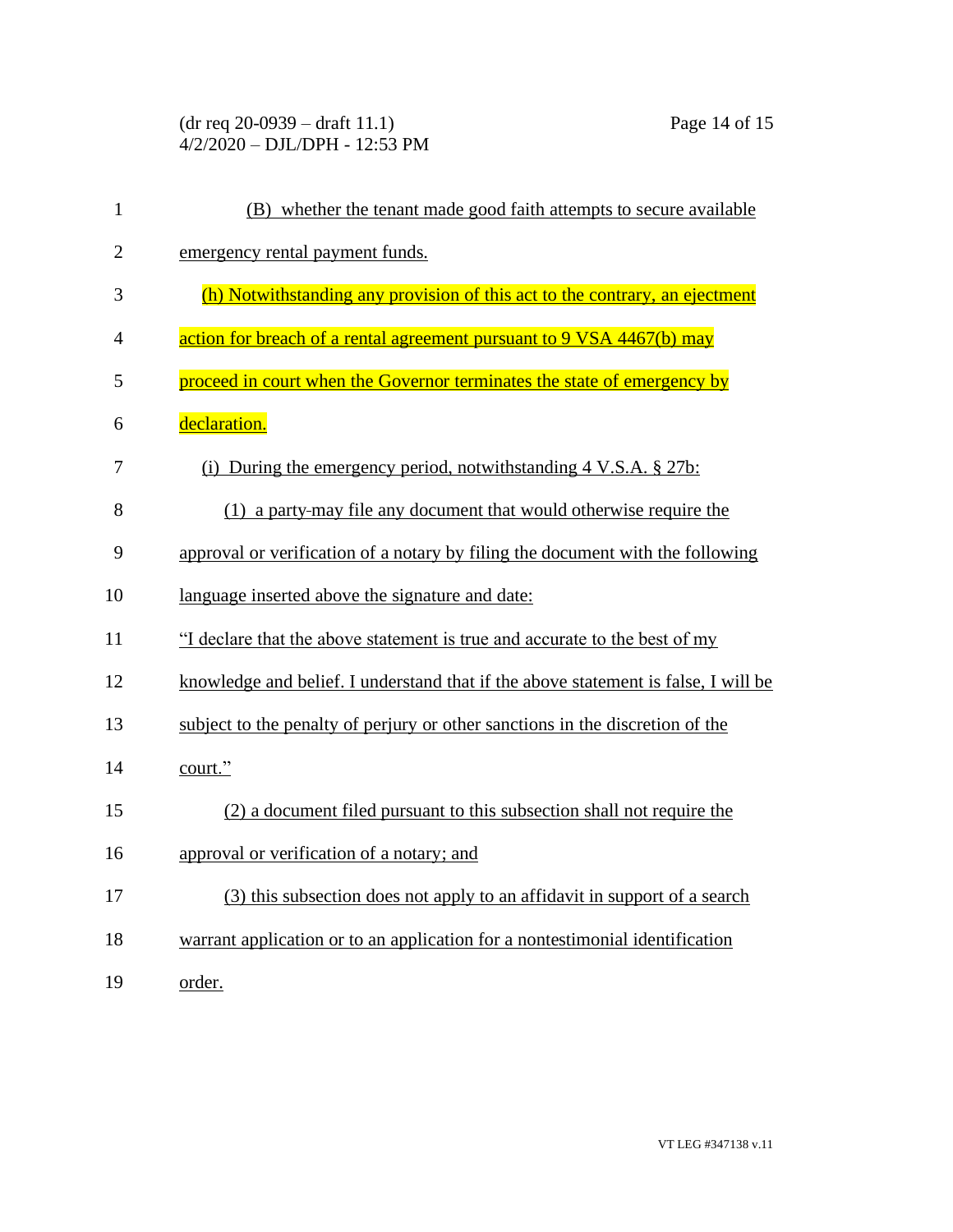(B) whether the tenant made good faith attempts to secure available emergency rental payment funds.

(h) Notwithstanding any provision of this act to the contrary, an ejectment action for breach of a rental agreement pursuant to 9 VSA 4467(b) may proceed in court when the Governor terminates the state of emergency by declaration.

(i) During the emergency period, notwithstanding 4 V.S.A. § 27b:

(1) a party may file any document that would otherwise require the approval or verification of a notary by filing the document with the following language inserted above the signature and date:

"I declare that the above statement is true and accurate to the best of my knowledge and belief. I understand that if the above statement is false, I will be subject to the penalty of perjury or other sanctions in the discretion of the court."

(2) a document filed pursuant to this subsection shall not require the approval or verification of a notary; and

(3) this subsection does not apply to an affidavit in support of a search warrant application or to an application for a nontestimonial identification order.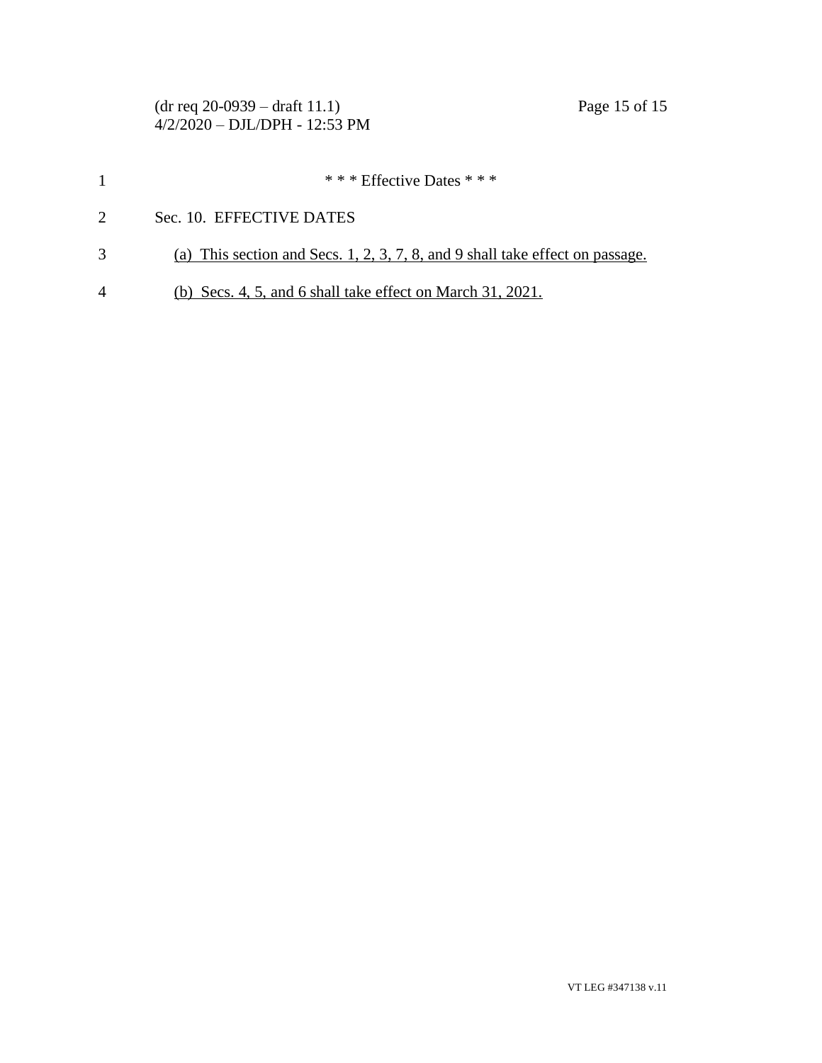\* \* \* Effective Dates \* \* \*

Sec. 10. EFFECTIVE DATES

(a) This section and Secs. 1, 2, 3, 7, 8, and 9 shall take effect on passage.

(b) Secs. 4, 5, and 6 shall take effect on March 31, 2021.